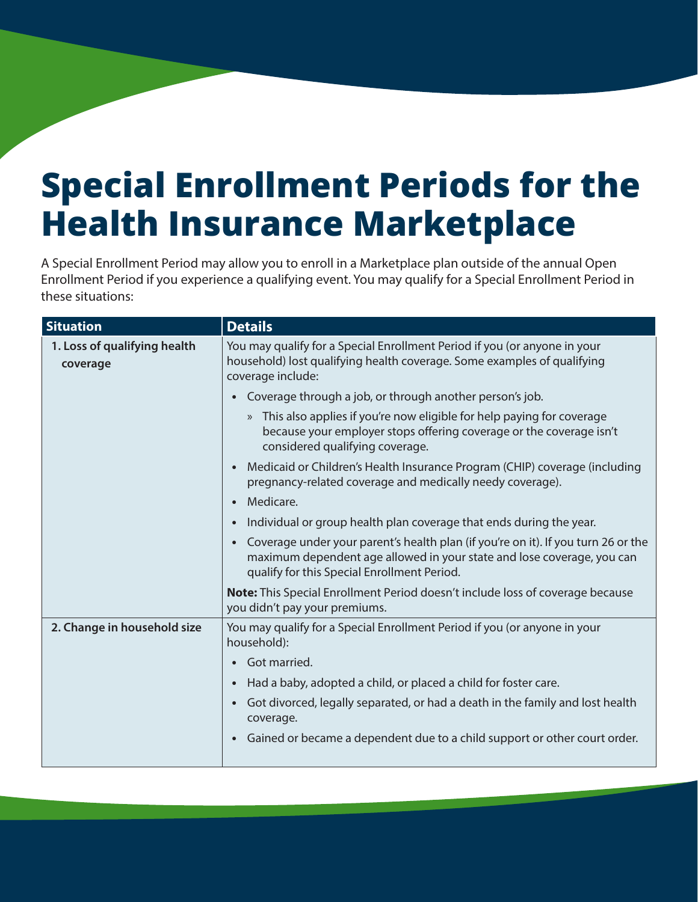# Special Enrollment Periods for the Health Insurance Marketplace

A Special Enrollment Period may allow you to enroll in a Marketplace plan outside of the annual Open Enrollment Period if you experience a qualifying event. You may qualify for a Special Enrollment Period in these situations:

| Situation | Details |
| --- | --- |
| **1. Loss of qualifying health coverage** | You may qualify for a Special Enrollment Period if you (or anyone in your household) lost qualifying health coverage. Some examples of qualifying coverage include:<br>• Coverage through a job, or through another person's job.<br>  » This also applies if you're now eligible for help paying for coverage because your employer stops offering coverage or the coverage isn't considered qualifying coverage.<br>• Medicaid or Children's Health Insurance Program (CHIP) coverage (including pregnancy-related coverage and medically needy coverage).<br>• Medicare.<br>• Individual or group health plan coverage that ends during the year.<br>• Coverage under your parent's health plan (if you're on it). If you turn 26 or the maximum dependent age allowed in your state and lose coverage, you can qualify for this Special Enrollment Period.<br>**Note:** This Special Enrollment Period doesn't include loss of coverage because you didn't pay your premiums. |
| **2. Change in household size** | You may qualify for a Special Enrollment Period if you (or anyone in your household):<br>• Got married.<br>• Had a baby, adopted a child, or placed a child for foster care.<br>• Got divorced, legally separated, or had a death in the family and lost health coverage.<br>• Gained or became a dependent due to a child support or other court order. |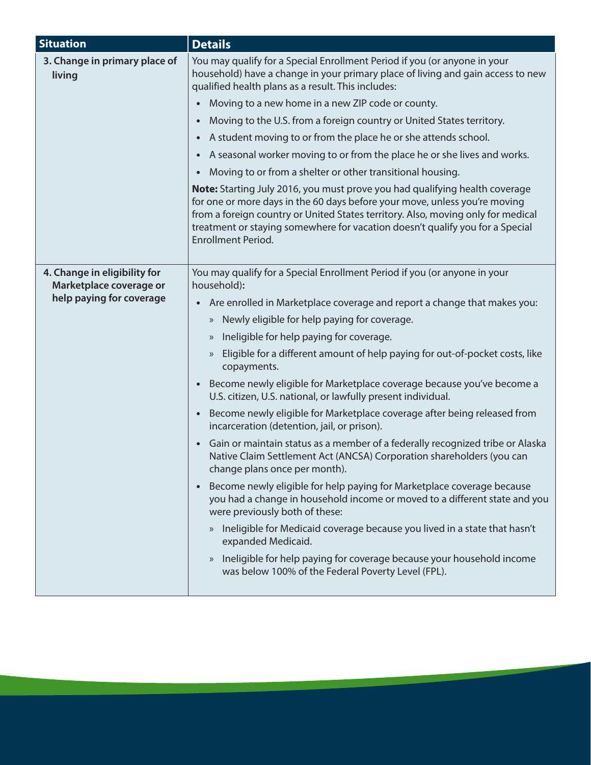| Situation | Details |
| --- | --- |
| **3. Change in primary place of living** | You may qualify for a Special Enrollment Period if you (or anyone in your household) have a change in your primary place of living and gain access to new qualified health plans as a result. This includes:<br>• Moving to a new home in a new ZIP code or county.<br>• Moving to the U.S. from a foreign country or United States territory.<br>• A student moving to or from the place he or she attends school.<br>• A seasonal worker moving to or from the place he or she lives and works.<br>• Moving to or from a shelter or other transitional housing.<br>**Note:** Starting July 2016, you must prove you had qualifying health coverage for one or more days in the 60 days before your move, unless you're moving from a foreign country or United States territory. Also, moving only for medical treatment or staying somewhere for vacation doesn't qualify you for a Special Enrollment Period. |
| **4. Change in eligibility for Marketplace coverage or help paying for coverage** | You may qualify for a Special Enrollment Period if you (or anyone in your household)**:**<br>• Are enrolled in Marketplace coverage and report a change that makes you:<br>» Newly eligible for help paying for coverage.<br>» Ineligible for help paying for coverage.<br>» Eligible for a different amount of help paying for out-of-pocket costs, like copayments.<br>• Become newly eligible for Marketplace coverage because you've become a U.S. citizen, U.S. national, or lawfully present individual.<br>• Become newly eligible for Marketplace coverage after being released from incarceration (detention, jail, or prison).<br>• Gain or maintain status as a member of a federally recognized tribe or Alaska Native Claim Settlement Act (ANCSA) Corporation shareholders (you can change plans once per month).<br>• Become newly eligible for help paying for Marketplace coverage because you had a change in household income or moved to a different state and you were previously both of these:<br>» Ineligible for Medicaid coverage because you lived in a state that hasn't expanded Medicaid.<br>» Ineligible for help paying for coverage because your household income was below 100% of the Federal Poverty Level (FPL). |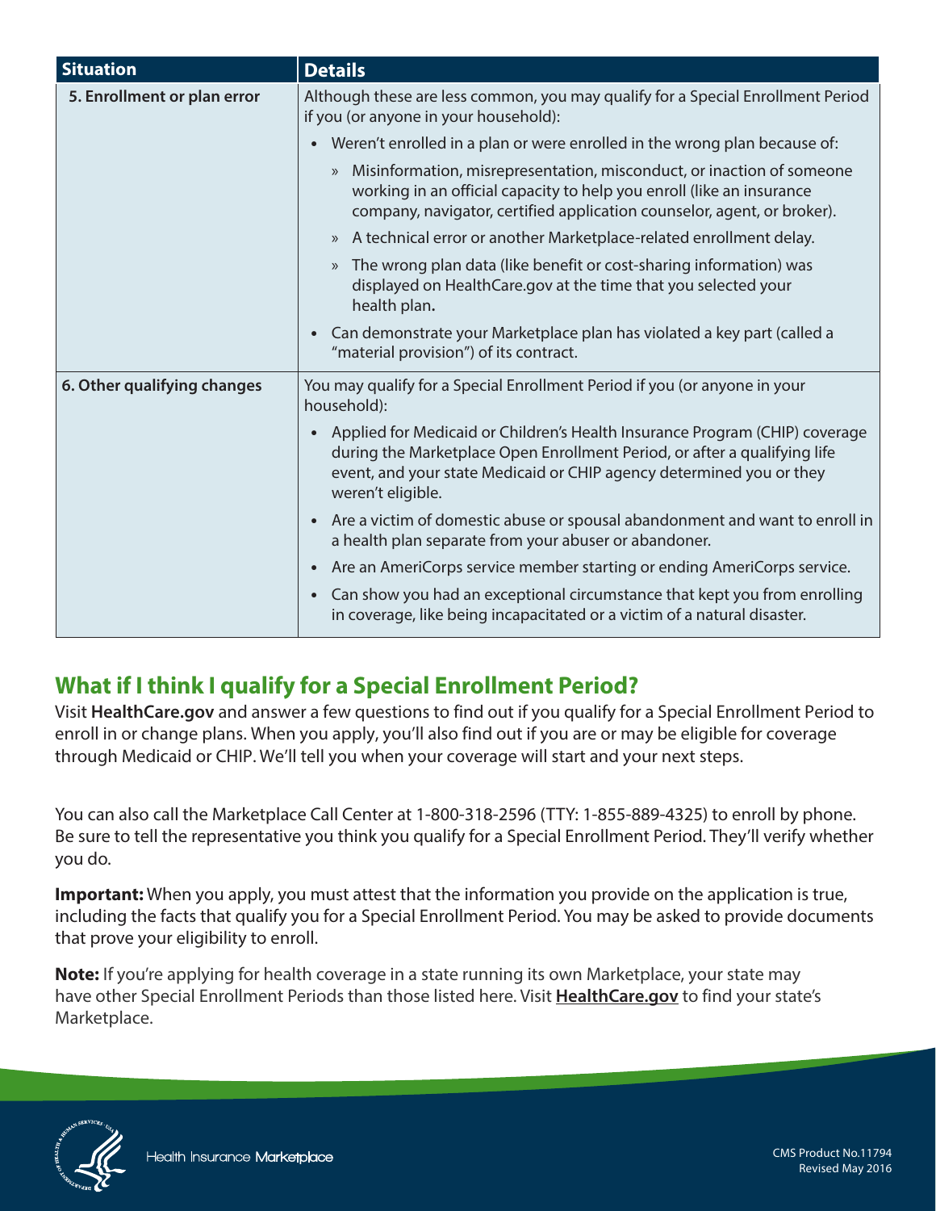| Situation | Details |
|---|---|
| **5. Enrollment or plan error** | Although these are less common, you may qualify for a Special Enrollment Period if you (or anyone in your household):<br>• Weren't enrolled in a plan or were enrolled in the wrong plan because of:<br>» Misinformation, misrepresentation, misconduct, or inaction of someone working in an official capacity to help you enroll (like an insurance company, navigator, certified application counselor, agent, or broker).<br>» A technical error or another Marketplace-related enrollment delay.<br>» The wrong plan data (like benefit or cost-sharing information) was displayed on HealthCare.gov at the time that you selected your health plan.<br>• Can demonstrate your Marketplace plan has violated a key part (called a "material provision") of its contract. |
| **6. Other qualifying changes** | You may qualify for a Special Enrollment Period if you (or anyone in your household):<br>• Applied for Medicaid or Children's Health Insurance Program (CHIP) coverage during the Marketplace Open Enrollment Period, or after a qualifying life event, and your state Medicaid or CHIP agency determined you or they weren't eligible.<br>• Are a victim of domestic abuse or spousal abandonment and want to enroll in a health plan separate from your abuser or abandoner.<br>• Are an AmeriCorps service member starting or ending AmeriCorps service.<br>• Can show you had an exceptional circumstance that kept you from enrolling in coverage, like being incapacitated or a victim of a natural disaster. |

## What if I think I qualify for a Special Enrollment Period?

Visit **HealthCare.gov** and answer a few questions to find out if you qualify for a Special Enrollment Period to enroll in or change plans. When you apply, you'll also find out if you are or may be eligible for coverage through Medicaid or CHIP. We'll tell you when your coverage will start and your next steps.

You can also call the Marketplace Call Center at 1-800-318-2596 (TTY: 1-855-889-4325) to enroll by phone. Be sure to tell the representative you think you qualify for a Special Enrollment Period. They'll verify whether you do.

**Important:** When you apply, you must attest that the information you provide on the application is true, including the facts that qualify you for a Special Enrollment Period. You may be asked to provide documents that prove your eligibility to enroll.

**Note:** If you're applying for health coverage in a state running its own Marketplace, your state may have other Special Enrollment Periods than those listed here. Visit **HealthCare.gov** to find your state's Marketplace.

Health Insurance Marketplace

CMS Product No.11794
Revised May 2016